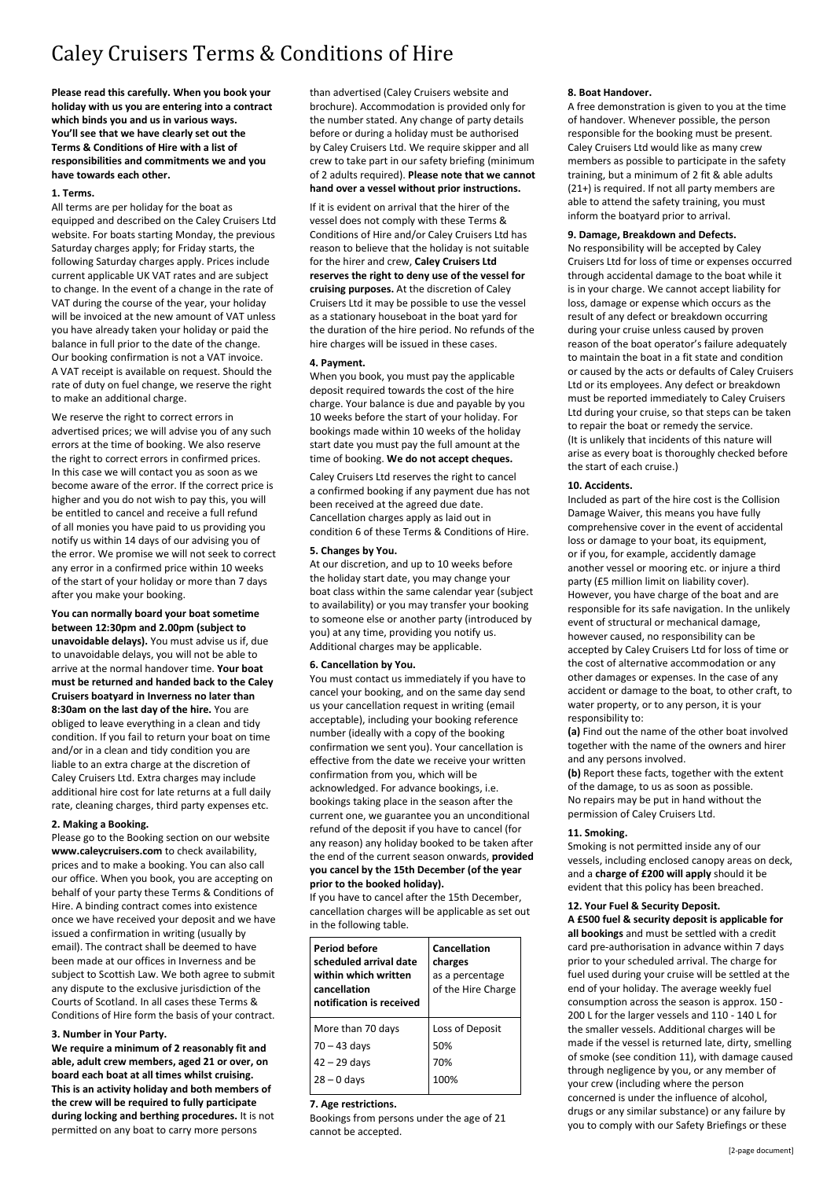# Caley Cruisers Terms & Conditions of Hire

**Please read this carefully. When you book your holiday with us you are entering into a contract which binds you and us in various ways. You'll see that we have clearly set out the Terms & Conditions of Hire with a list of responsibilities and commitments we and you have towards each other.**

## 1. Terms.

All terms are per holiday for the boat as equipped and described on the Caley Cruisers Ltd website. For boats starting Monday, the previous Saturday charges apply; for Friday starts, the following Saturday charges apply. Prices include current applicable UK VAT rates and are subject to change. In the event of a change in the rate of VAT during the course of the year, your holiday will be invoiced at the new amount of VAT unless you have already taken your holiday or paid the balance in full prior to the date of the change. Our booking confirmation is not a VAT invoice. A VAT receipt is available on request. Should the rate of duty on fuel change, we reserve the right to make an additional charge.

We reserve the right to correct errors in advertised prices; we will advise you of any such errors at the time of booking. We also reserve the right to correct errors in confirmed prices. In this case we will contact you as soon as we become aware of the error. If the correct price is higher and you do not wish to pay this, you will be entitled to cancel and receive a full refund of all monies you have paid to us providing you notify us within 14 days of our advising you of the error. We promise we will not seek to correct any error in a confirmed price within 10 weeks of the start of your holiday or more than 7 days after you make your booking.

**You can normally board your boat sometime between 12:30pm and 2.00pm (subject to unavoidable delays).** You must advise us if, due to unavoidable delays, you will not be able to arrive at the normal handover time. **Your boat must be returned and handed back to the Caley Cruisers boatyard in Inverness no later than 8:30am on the last day of the hire.** You are obliged to leave everything in a clean and tidy condition. If you fail to return your boat on time and/or in a clean and tidy condition you are liable to an extra charge at the discretion of Caley Cruisers Ltd. Extra charges may include additional hire cost for late returns at a full daily rate, cleaning charges, third party expenses etc.

## 2. Making a Booking.

Please go to the Booking section on our website **www.caleycruisers.com** to check availability, prices and to make a booking. You can also call our office. When you book, you are accepting on behalf of your party these Terms & Conditions of Hire. A binding contract comes into existence once we have received your deposit and we have issued a confirmation in writing (usually by email). The contract shall be deemed to have been made at our offices in Inverness and be subject to Scottish Law. We both agree to submit any dispute to the exclusive jurisdiction of the Courts of Scotland. In all cases these Terms & Conditions of Hire form the basis of your contract.

## 3. Number in Your Party.

**We require a minimum of 2 reasonably fit and able, adult crew members, aged 21 or over, on board each boat at all times whilst cruising. This is an activity holiday and both members of the crew will be required to fully participate during locking and berthing procedures.** It is not permitted on any boat to carry more persons than advertised (Caley Cruisers website and brochure). Accommodation is provided only for the number stated. Any change of party details before or during a holiday must be authorised by Caley Cruisers Ltd. We require skipper and all crew to take part in our safety briefing (minimum of 2 adults required). **Please note that we cannot hand over a vessel without prior instructions.**

If it is evident on arrival that the hirer of the vessel does not comply with these Terms & Conditions of Hire and/or Caley Cruisers Ltd has reason to believe that the holiday is not suitable for the hirer and crew, **Caley Cruisers Ltd reserves the right to deny use of the vessel for cruising purposes.** At the discretion of Caley Cruisers Ltd it may be possible to use the vessel as a stationary houseboat in the boat yard for the duration of the hire period. No refunds of the hire charges will be issued in these cases.

## 4. Payment.

When you book, you must pay the applicable deposit required towards the cost of the hire charge. Your balance is due and payable by you 10 weeks before the start of your holiday. For bookings made within 10 weeks of the holiday start date you must pay the full amount at the time of booking. **We do not accept cheques.**

Caley Cruisers Ltd reserves the right to cancel a confirmed booking if any payment due has not been received at the agreed due date. Cancellation charges apply as laid out in condition 6 of these Terms & Conditions of Hire.

## 5. Changes by You.

At our discretion, and up to 10 weeks before the holiday start date, you may change your boat class within the same calendar year (subject to availability) or you may transfer your booking to someone else or another party (introduced by you) at any time, providing you notify us. Additional charges may be applicable.

## 6. Cancellation by You.

You must contact us immediately if you have to cancel your booking, and on the same day send us your cancellation request in writing (email acceptable), including your booking reference number (ideally with a copy of the booking confirmation we sent you). Your cancellation is effective from the date we receive your written confirmation from you, which will be acknowledged. For advance bookings, i.e. bookings taking place in the season after the current one, we guarantee you an unconditional refund of the deposit if you have to cancel (for any reason) any holiday booked to be taken after the end of the current season onwards, **provided you cancel by the 15th December (of the year prior to the booked holiday).**

If you have to cancel after the 15th December, cancellation charges will be applicable as set out in the following table.

| Period before scheduled arrival date within which written cancellation notification is received | Cancellation charges as a percentage of the Hire Charge |
|---|---|
| More than 70 days | Loss of Deposit |
| 70 – 43 days | 50% |
| 42 – 29 days | 70% |
| 28 – 0 days | 100% |

## 7. Age restrictions.

Bookings from persons under the age of 21 cannot be accepted.

## 8. Boat Handover.

A free demonstration is given to you at the time of handover. Whenever possible, the person responsible for the booking must be present. Caley Cruisers Ltd would like as many crew members as possible to participate in the safety training, but a minimum of 2 fit & able adults (21+) is required. If not all party members are able to attend the safety training, you must inform the boatyard prior to arrival.

## 9. Damage, Breakdown and Defects.

No responsibility will be accepted by Caley Cruisers Ltd for loss of time or expenses occurred through accidental damage to the boat while it is in your charge. We cannot accept liability for loss, damage or expense which occurs as the result of any defect or breakdown occurring during your cruise unless caused by proven reason of the boat operator's failure adequately to maintain the boat in a fit state and condition or caused by the acts or defaults of Caley Cruisers Ltd or its employees. Any defect or breakdown must be reported immediately to Caley Cruisers Ltd during your cruise, so that steps can be taken to repair the boat or remedy the service. (It is unlikely that incidents of this nature will arise as every boat is thoroughly checked before the start of each cruise.)

## 10. Accidents.

Included as part of the hire cost is the Collision Damage Waiver, this means you have fully comprehensive cover in the event of accidental loss or damage to your boat, its equipment, or if you, for example, accidently damage another vessel or mooring etc. or injure a third party (£5 million limit on liability cover). However, you have charge of the boat and are responsible for its safe navigation. In the unlikely event of structural or mechanical damage, however caused, no responsibility can be accepted by Caley Cruisers Ltd for loss of time or the cost of alternative accommodation or any other damages or expenses. In the case of any accident or damage to the boat, to other craft, to water property, or to any person, it is your responsibility to:

**(a)** Find out the name of the other boat involved together with the name of the owners and hirer and any persons involved.

**(b)** Report these facts, together with the extent of the damage, to us as soon as possible. No repairs may be put in hand without the permission of Caley Cruisers Ltd.

## 11. Smoking.

Smoking is not permitted inside any of our vessels, including enclosed canopy areas on deck, and a **charge of £200 will apply** should it be evident that this policy has been breached.

## 12. Your Fuel & Security Deposit.

**A £500 fuel & security deposit is applicable for all bookings** and must be settled with a credit card pre-authorisation in advance within 7 days prior to your scheduled arrival. The charge for fuel used during your cruise will be settled at the end of your holiday. The average weekly fuel consumption across the season is approx. 150 - 200 L for the larger vessels and 110 - 140 L for the smaller vessels. Additional charges will be made if the vessel is returned late, dirty, smelling of smoke (see condition 11), with damage caused through negligence by you, or any member of your crew (including where the person concerned is under the influence of alcohol, drugs or any similar substance) or any failure by you to comply with our Safety Briefings or these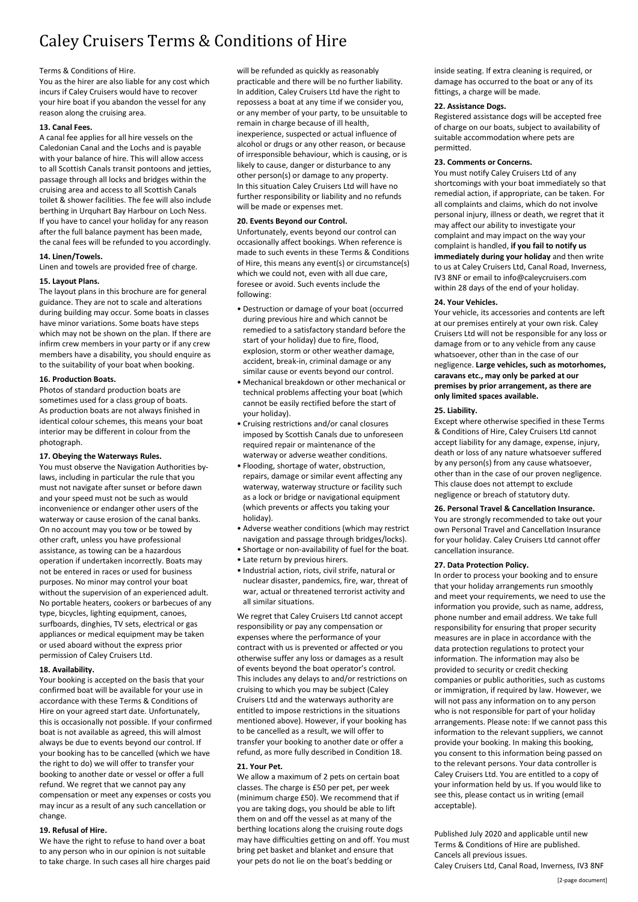# Caley Cruisers Terms & Conditions of Hire

Terms & Conditions of Hire.

You as the hirer are also liable for any cost which incurs if Caley Cruisers would have to recover your hire boat if you abandon the vessel for any reason along the cruising area.

### 13. Canal Fees.

A canal fee applies for all hire vessels on the Caledonian Canal and the Lochs and is payable with your balance of hire. This will allow access to all Scottish Canals transit pontoons and jetties, passage through all locks and bridges within the cruising area and access to all Scottish Canals toilet & shower facilities. The fee will also include berthing in Urquhart Bay Harbour on Loch Ness. If you have to cancel your holiday for any reason after the full balance payment has been made, the canal fees will be refunded to you accordingly.

### 14. Linen/Towels.

Linen and towels are provided free of charge.

### 15. Layout Plans.

The layout plans in this brochure are for general guidance. They are not to scale and alterations during building may occur. Some boats in classes have minor variations. Some boats have steps which may not be shown on the plan. If there are infirm crew members in your party or if any crew members have a disability, you should enquire as to the suitability of your boat when booking.

### 16. Production Boats.

Photos of standard production boats are sometimes used for a class group of boats. As production boats are not always finished in identical colour schemes, this means your boat interior may be different in colour from the photograph.

### 17. Obeying the Waterways Rules.

You must observe the Navigation Authorities by-laws, including in particular the rule that you must not navigate after sunset or before dawn and your speed must not be such as would inconvenience or endanger other users of the waterway or cause erosion of the canal banks. On no account may you tow or be towed by other craft, unless you have professional assistance, as towing can be a hazardous operation if undertaken incorrectly. Boats may not be entered in races or used for business purposes. No minor may control your boat without the supervision of an experienced adult. No portable heaters, cookers or barbecues of any type, bicycles, lighting equipment, canoes, surfboards, dinghies, TV sets, electrical or gas appliances or medical equipment may be taken or used aboard without the express prior permission of Caley Cruisers Ltd.

### 18. Availability.

Your booking is accepted on the basis that your confirmed boat will be available for your use in accordance with these Terms & Conditions of Hire on your agreed start date. Unfortunately, this is occasionally not possible. If your confirmed boat is not available as agreed, this will almost always be due to events beyond our control. If your booking has to be cancelled (which we have the right to do) we will offer to transfer your booking to another date or vessel or offer a full refund. We regret that we cannot pay any compensation or meet any expenses or costs you may incur as a result of any such cancellation or change.

### 19. Refusal of Hire.

We have the right to refuse to hand over a boat to any person who in our opinion is not suitable to take charge. In such cases all hire charges paid will be refunded as quickly as reasonably practicable and there will be no further liability. In addition, Caley Cruisers Ltd have the right to repossess a boat at any time if we consider you, or any member of your party, to be unsuitable to remain in charge because of ill health, inexperience, suspected or actual influence of alcohol or drugs or any other reason, or because of irresponsible behaviour, which is causing, or is likely to cause, danger or disturbance to any other person(s) or damage to any property. In this situation Caley Cruisers Ltd will have no further responsibility or liability and no refunds will be made or expenses met.

### 20. Events Beyond our Control.

Unfortunately, events beyond our control can occasionally affect bookings. When reference is made to such events in these Terms & Conditions of Hire, this means any event(s) or circumstance(s) which we could not, even with all due care, foresee or avoid. Such events include the following:

- Destruction or damage of your boat (occurred during previous hire and which cannot be remedied to a satisfactory standard before the start of your holiday) due to fire, flood, explosion, storm or other weather damage, accident, break-in, criminal damage or any similar cause or events beyond our control.
- Mechanical breakdown or other mechanical or technical problems affecting your boat (which cannot be easily rectified before the start of your holiday).
- Cruising restrictions and/or canal closures imposed by Scottish Canals due to unforeseen required repair or maintenance of the waterway or adverse weather conditions.
- Flooding, shortage of water, obstruction, repairs, damage or similar event affecting any waterway, waterway structure or facility such as a lock or bridge or navigational equipment (which prevents or affects you taking your holiday).
- Adverse weather conditions (which may restrict navigation and passage through bridges/locks).
- Shortage or non-availability of fuel for the boat.
- Late return by previous hirers.
- Industrial action, riots, civil strife, natural or nuclear disaster, pandemics, fire, war, threat of war, actual or threatened terrorist activity and all similar situations.

We regret that Caley Cruisers Ltd cannot accept responsibility or pay any compensation or expenses where the performance of your contract with us is prevented or affected or you otherwise suffer any loss or damages as a result of events beyond the boat operator's control. This includes any delays to and/or restrictions on cruising to which you may be subject (Caley Cruisers Ltd and the waterways authority are entitled to impose restrictions in the situations mentioned above). However, if your booking has to be cancelled as a result, we will offer to transfer your booking to another date or offer a refund, as more fully described in Condition 18.

### 21. Your Pet.

We allow a maximum of 2 pets on certain boat classes. The charge is £50 per pet, per week (minimum charge £50). We recommend that if you are taking dogs, you should be able to lift them on and off the vessel as at many of the berthing locations along the cruising route dogs may have difficulties getting on and off. You must bring pet basket and blanket and ensure that your pets do not lie on the boat's bedding or inside seating. If extra cleaning is required, or damage has occurred to the boat or any of its fittings, a charge will be made.

### 22. Assistance Dogs.

Registered assistance dogs will be accepted free of charge on our boats, subject to availability of suitable accommodation where pets are permitted.

### 23. Comments or Concerns.

You must notify Caley Cruisers Ltd of any shortcomings with your boat immediately so that remedial action, if appropriate, can be taken. For all complaints and claims, which do not involve personal injury, illness or death, we regret that it may affect our ability to investigate your complaint and may impact on the way your complaint is handled, **if you fail to notify us immediately during your holiday** and then write to us at Caley Cruisers Ltd, Canal Road, Inverness, IV3 8NF or email to info@caleycruisers.com within 28 days of the end of your holiday.

### 24. Your Vehicles.

Your vehicle, its accessories and contents are left at our premises entirely at your own risk. Caley Cruisers Ltd will not be responsible for any loss or damage from or to any vehicle from any cause whatsoever, other than in the case of our negligence. **Large vehicles, such as motorhomes, caravans etc., may only be parked at our premises by prior arrangement, as there are only limited spaces available.**

### 25. Liability.

Except where otherwise specified in these Terms & Conditions of Hire, Caley Cruisers Ltd cannot accept liability for any damage, expense, injury, death or loss of any nature whatsoever suffered by any person(s) from any cause whatsoever, other than in the case of our proven negligence. This clause does not attempt to exclude negligence or breach of statutory duty.

### 26. Personal Travel & Cancellation Insurance.

You are strongly recommended to take out your own Personal Travel and Cancellation Insurance for your holiday. Caley Cruisers Ltd cannot offer cancellation insurance.

### 27. Data Protection Policy.

In order to process your booking and to ensure that your holiday arrangements run smoothly and meet your requirements, we need to use the information you provide, such as name, address, phone number and email address. We take full responsibility for ensuring that proper security measures are in place in accordance with the data protection regulations to protect your information. The information may also be provided to security or credit checking companies or public authorities, such as customs or immigration, if required by law. However, we will not pass any information on to any person who is not responsible for part of your holiday arrangements. Please note: If we cannot pass this information to the relevant suppliers, we cannot provide your booking. In making this booking, you consent to this information being passed on to the relevant persons. Your data controller is Caley Cruisers Ltd. You are entitled to a copy of your information held by us. If you would like to see this, please contact us in writing (email acceptable).

Published July 2020 and applicable until new Terms & Conditions of Hire are published.
Cancels all previous issues.
Caley Cruisers Ltd, Canal Road, Inverness, IV3 8NF

[2-page document]